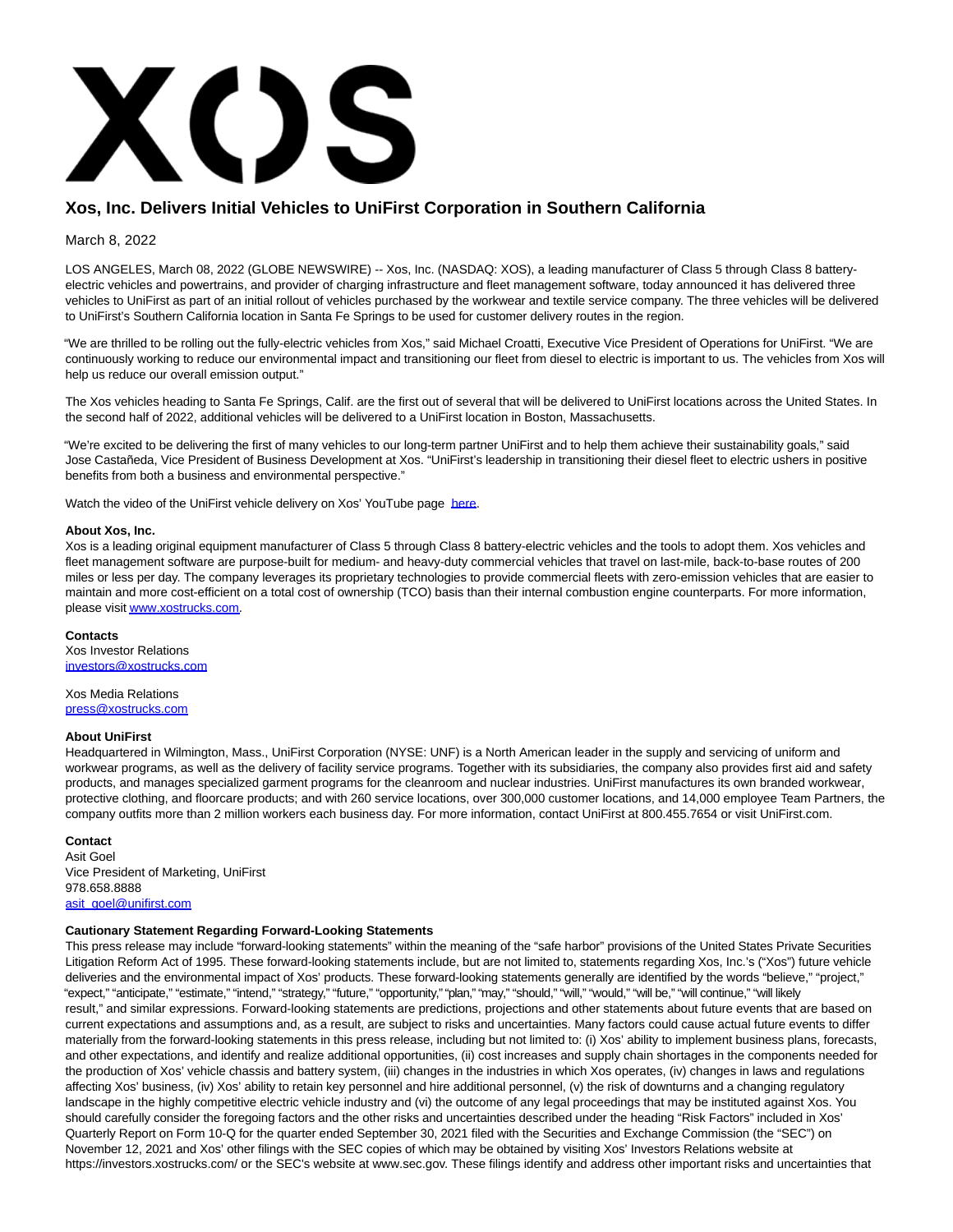# Xos, Inc. Delivers Initial Vehicles to UniFirst Corporation in Southern California

March 8, 2022

LOS ANGELES, March 08, 2022 (GLOBE NEWSWIRE) -- Xos, Inc. (NASDAQ: XOS), a leading manufacturer of Class 5 through Class 8 battery-electric vehicles and powertrains, and provider of charging infrastructure and fleet management software, today announced it has delivered three vehicles to UniFirst as part of an initial rollout of vehicles purchased by the workwear and textile service company. The three vehicles will be delivered to UniFirst's Southern California location in Santa Fe Springs to be used for customer delivery routes in the region.

"We are thrilled to be rolling out the fully-electric vehicles from Xos," said Michael Croatti, Executive Vice President of Operations for UniFirst. "We are continuously working to reduce our environmental impact and transitioning our fleet from diesel to electric is important to us. The vehicles from Xos will help us reduce our overall emission output."

The Xos vehicles heading to Santa Fe Springs, Calif. are the first out of several that will be delivered to UniFirst locations across the United States. In the second half of 2022, additional vehicles will be delivered to a UniFirst location in Boston, Massachusetts.

"We're excited to be delivering the first of many vehicles to our long-term partner UniFirst and to help them achieve their sustainability goals," said Jose Castañeda, Vice President of Business Development at Xos. "UniFirst's leadership in transitioning their diesel fleet to electric ushers in positive benefits from both a business and environmental perspective."

Watch the video of the UniFirst vehicle delivery on Xos' YouTube page here.

**About Xos, Inc.**
Xos is a leading original equipment manufacturer of Class 5 through Class 8 battery-electric vehicles and the tools to adopt them. Xos vehicles and fleet management software are purpose-built for medium- and heavy-duty commercial vehicles that travel on last-mile, back-to-base routes of 200 miles or less per day. The company leverages its proprietary technologies to provide commercial fleets with zero-emission vehicles that are easier to maintain and more cost-efficient on a total cost of ownership (TCO) basis than their internal combustion engine counterparts. For more information, please visit www.xostrucks.com.

**Contacts**
Xos Investor Relations
investors@xostrucks.com

Xos Media Relations
press@xostrucks.com

**About UniFirst**
Headquartered in Wilmington, Mass., UniFirst Corporation (NYSE: UNF) is a North American leader in the supply and servicing of uniform and workwear programs, as well as the delivery of facility service programs. Together with its subsidiaries, the company also provides first aid and safety products, and manages specialized garment programs for the cleanroom and nuclear industries. UniFirst manufactures its own branded workwear, protective clothing, and floorcare products; and with 260 service locations, over 300,000 customer locations, and 14,000 employee Team Partners, the company outfits more than 2 million workers each business day. For more information, contact UniFirst at 800.455.7654 or visit UniFirst.com.

**Contact**
Asit Goel
Vice President of Marketing, UniFirst
978.658.8888
asit_goel@unifirst.com

**Cautionary Statement Regarding Forward-Looking Statements**
This press release may include "forward-looking statements" within the meaning of the "safe harbor" provisions of the United States Private Securities Litigation Reform Act of 1995. These forward-looking statements include, but are not limited to, statements regarding Xos, Inc.'s ("Xos") future vehicle deliveries and the environmental impact of Xos' products. These forward-looking statements generally are identified by the words "believe," "project," "expect," "anticipate," "estimate," "intend," "strategy," "future," "opportunity," "plan," "may," "should," "will," "would," "will be," "will continue," "will likely result," and similar expressions. Forward-looking statements are predictions, projections and other statements about future events that are based on current expectations and assumptions and, as a result, are subject to risks and uncertainties. Many factors could cause actual future events to differ materially from the forward-looking statements in this press release, including but not limited to: (i) Xos' ability to implement business plans, forecasts, and other expectations, and identify and realize additional opportunities, (ii) cost increases and supply chain shortages in the components needed for the production of Xos' vehicle chassis and battery system, (iii) changes in the industries in which Xos operates, (iv) changes in laws and regulations affecting Xos' business, (iv) Xos' ability to retain key personnel and hire additional personnel, (v) the risk of downturns and a changing regulatory landscape in the highly competitive electric vehicle industry and (vi) the outcome of any legal proceedings that may be instituted against Xos. You should carefully consider the foregoing factors and the other risks and uncertainties described under the heading "Risk Factors" included in Xos' Quarterly Report on Form 10-Q for the quarter ended September 30, 2021 filed with the Securities and Exchange Commission (the "SEC") on November 12, 2021 and Xos' other filings with the SEC copies of which may be obtained by visiting Xos' Investors Relations website at https://investors.xostrucks.com/ or the SEC's website at www.sec.gov. These filings identify and address other important risks and uncertainties that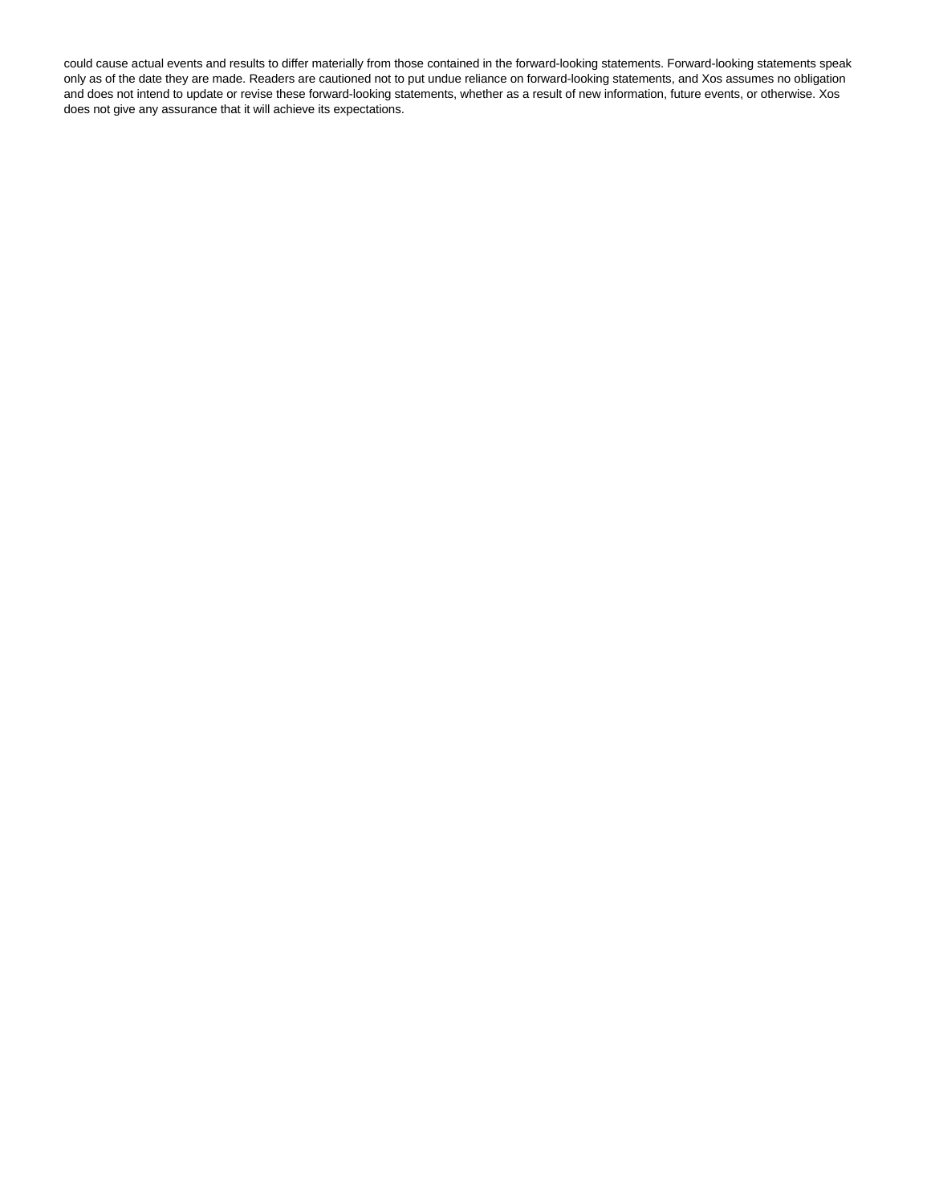could cause actual events and results to differ materially from those contained in the forward-looking statements. Forward-looking statements speak only as of the date they are made. Readers are cautioned not to put undue reliance on forward-looking statements, and Xos assumes no obligation and does not intend to update or revise these forward-looking statements, whether as a result of new information, future events, or otherwise. Xos does not give any assurance that it will achieve its expectations.